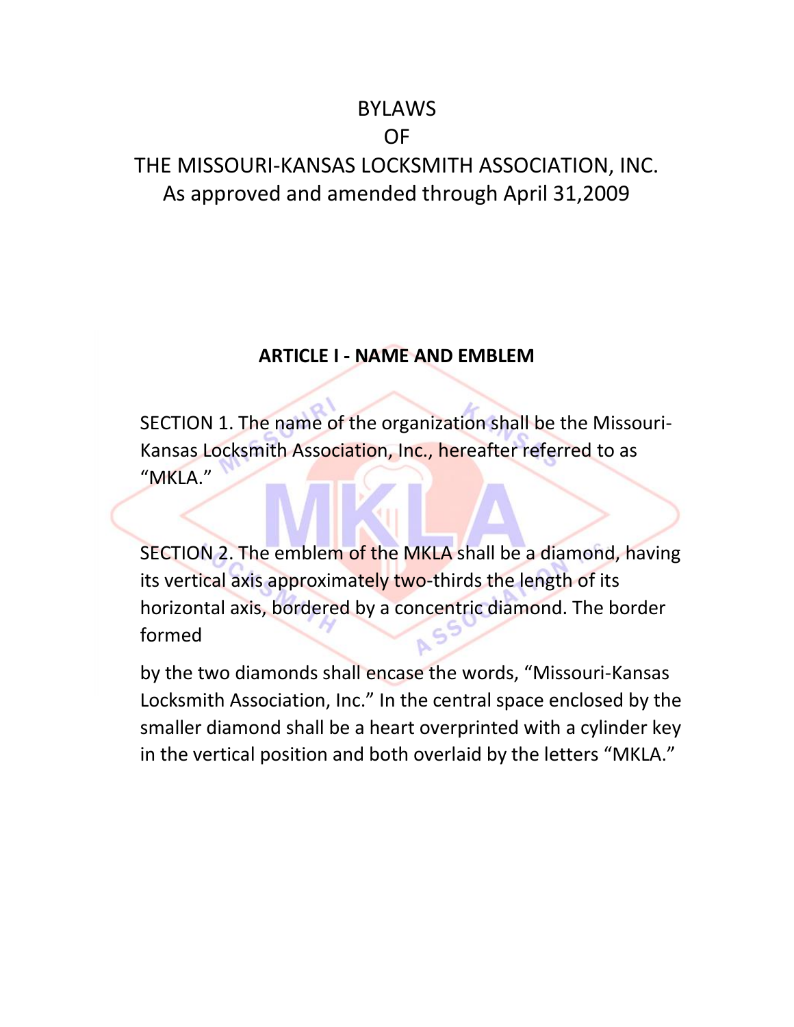# BYLAWS
# OF
# THE MISSOURI-KANSAS LOCKSMITH ASSOCIATION, INC.
As approved and amended through April 31,2009

## ARTICLE I - NAME AND EMBLEM

SECTION 1. The name of the organization shall be the Missouri-Kansas Locksmith Association, Inc., hereafter referred to as "MKLA."

SECTION 2. The emblem of the MKLA shall be a diamond, having its vertical axis approximately two-thirds the length of its horizontal axis, bordered by a concentric diamond. The border formed

by the two diamonds shall encase the words, "Missouri-Kansas Locksmith Association, Inc." In the central space enclosed by the smaller diamond shall be a heart overprinted with a cylinder key in the vertical position and both overlaid by the letters "MKLA."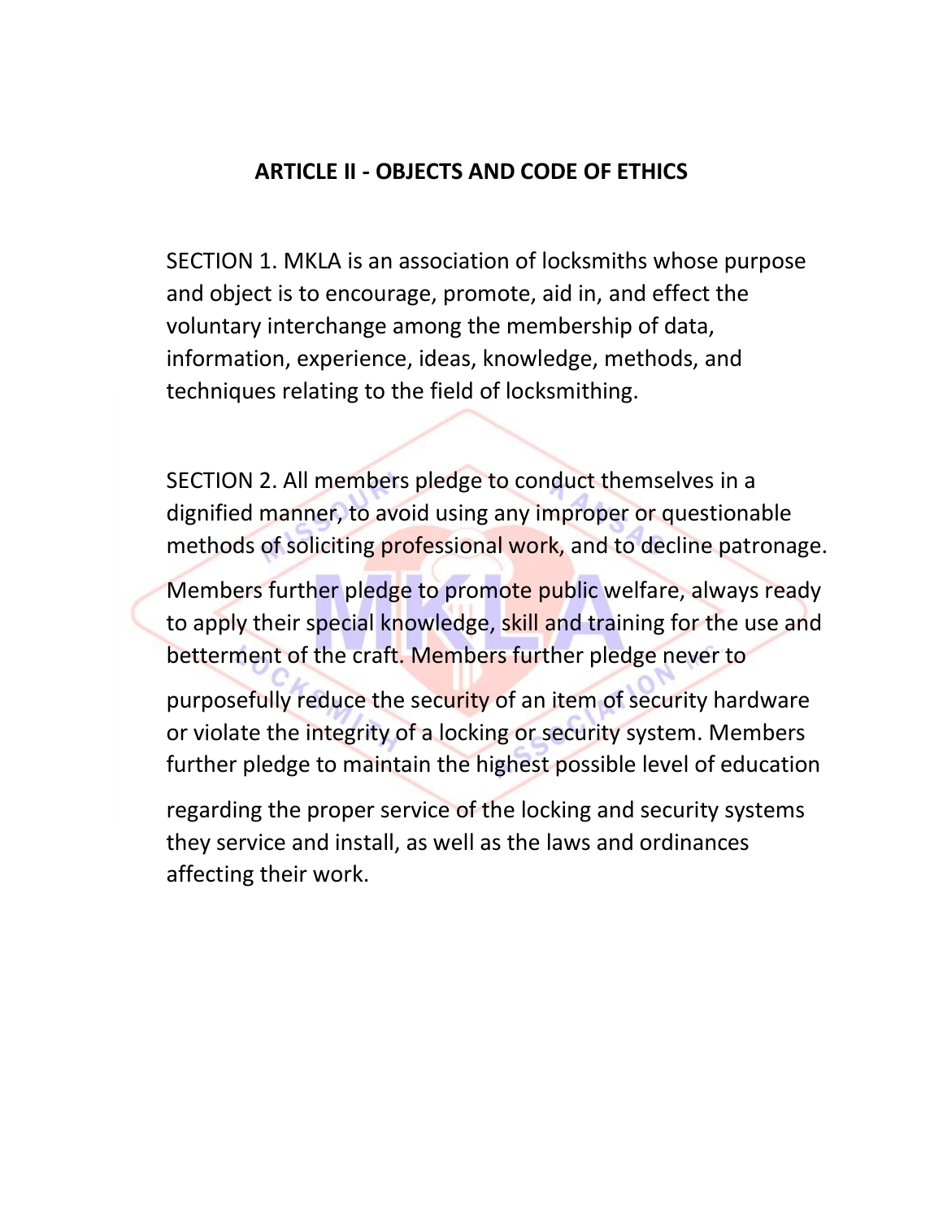## ARTICLE II - OBJECTS AND CODE OF ETHICS

SECTION 1. MKLA is an association of locksmiths whose purpose and object is to encourage, promote, aid in, and effect the voluntary interchange among the membership of data, information, experience, ideas, knowledge, methods, and techniques relating to the field of locksmithing.

SECTION 2. All members pledge to conduct themselves in a dignified manner, to avoid using any improper or questionable methods of soliciting professional work, and to decline patronage.

Members further pledge to promote public welfare, always ready to apply their special knowledge, skill and training for the use and betterment of the craft. Members further pledge never to purposefully reduce the security of an item of security hardware or violate the integrity of a locking or security system. Members further pledge to maintain the highest possible level of education regarding the proper service of the locking and security systems they service and install, as well as the laws and ordinances affecting their work.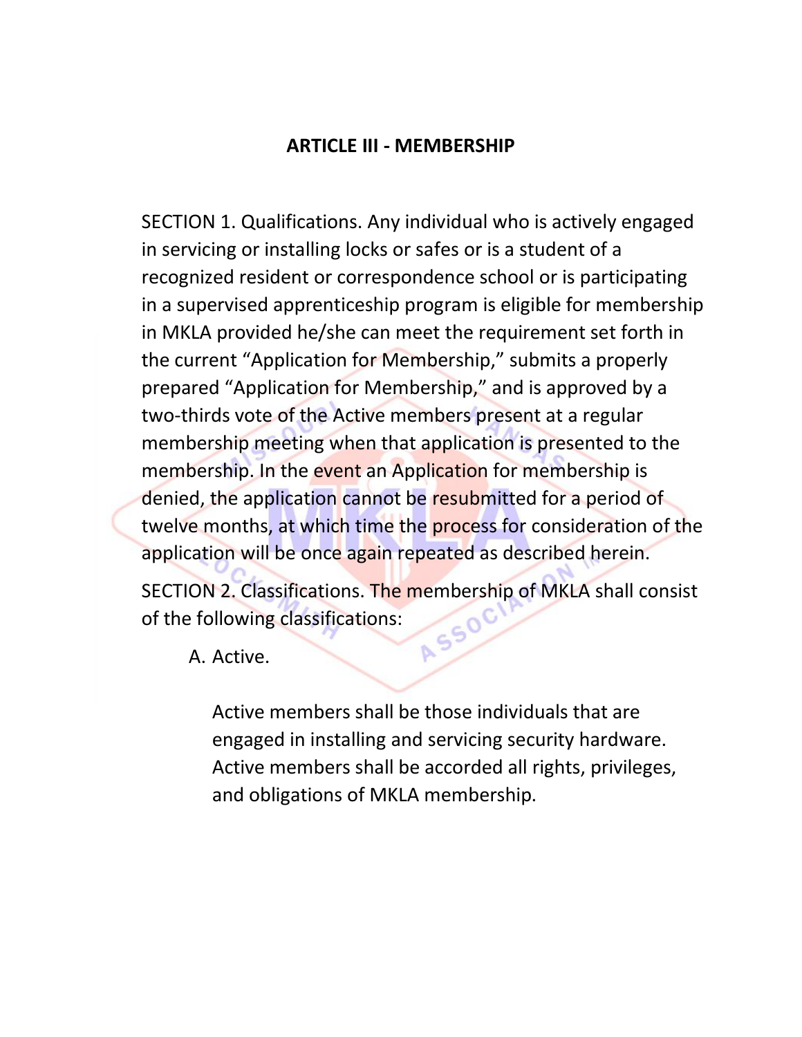## ARTICLE III - MEMBERSHIP

SECTION 1. Qualifications. Any individual who is actively engaged in servicing or installing locks or safes or is a student of a recognized resident or correspondence school or is participating in a supervised apprenticeship program is eligible for membership in MKLA provided he/she can meet the requirement set forth in the current "Application for Membership," submits a properly prepared "Application for Membership," and is approved by a two-thirds vote of the Active members present at a regular membership meeting when that application is presented to the membership. In the event an Application for membership is denied, the application cannot be resubmitted for a period of twelve months, at which time the process for consideration of the application will be once again repeated as described herein.

SECTION 2. Classifications. The membership of MKLA shall consist of the following classifications:

A. Active.

Active members shall be those individuals that are engaged in installing and servicing security hardware. Active members shall be accorded all rights, privileges, and obligations of MKLA membership.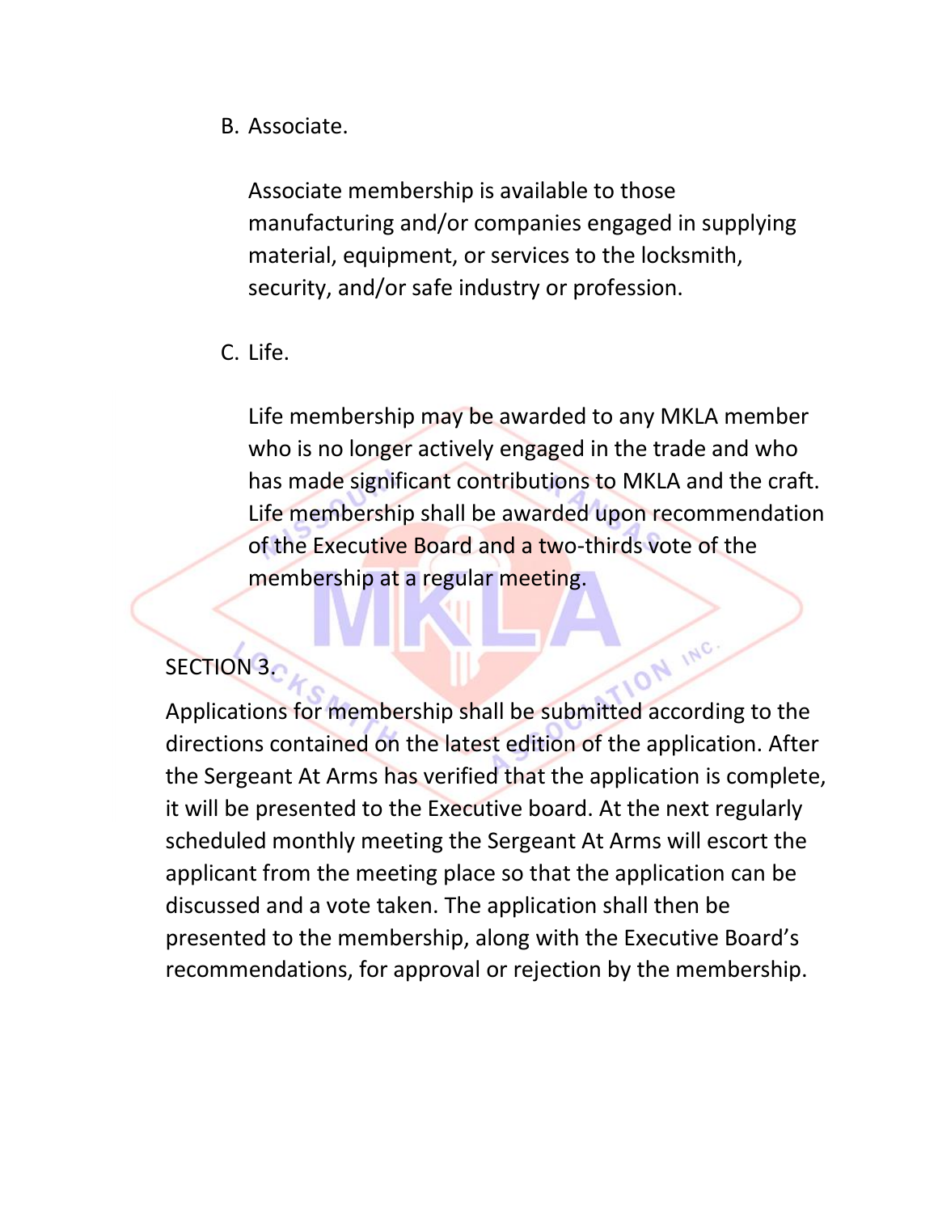B. Associate.

Associate membership is available to those manufacturing and/or companies engaged in supplying material, equipment, or services to the locksmith, security, and/or safe industry or profession.

C. Life.

Life membership may be awarded to any MKLA member who is no longer actively engaged in the trade and who has made significant contributions to MKLA and the craft. Life membership shall be awarded upon recommendation of the Executive Board and a two-thirds vote of the membership at a regular meeting.

SECTION 3.

Applications for membership shall be submitted according to the directions contained on the latest edition of the application. After the Sergeant At Arms has verified that the application is complete, it will be presented to the Executive board. At the next regularly scheduled monthly meeting the Sergeant At Arms will escort the applicant from the meeting place so that the application can be discussed and a vote taken. The application shall then be presented to the membership, along with the Executive Board's recommendations, for approval or rejection by the membership.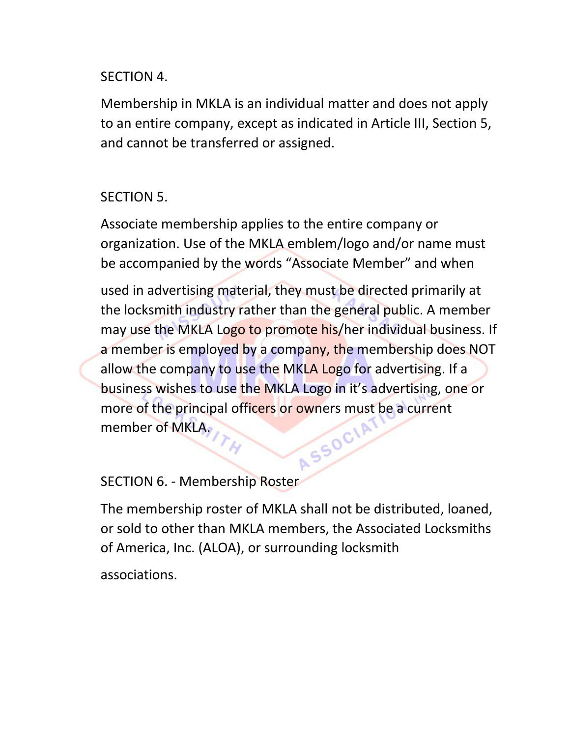SECTION 4.

Membership in MKLA is an individual matter and does not apply to an entire company, except as indicated in Article III, Section 5, and cannot be transferred or assigned.

SECTION 5.

Associate membership applies to the entire company or organization. Use of the MKLA emblem/logo and/or name must be accompanied by the words "Associate Member" and when used in advertising material, they must be directed primarily at the locksmith industry rather than the general public. A member may use the MKLA Logo to promote his/her individual business. If a member is employed by a company, the membership does NOT allow the company to use the MKLA Logo for advertising. If a business wishes to use the MKLA Logo in it's advertising, one or more of the principal officers or owners must be a current member of MKLA.

SECTION 6. - Membership Roster

The membership roster of MKLA shall not be distributed, loaned, or sold to other than MKLA members, the Associated Locksmiths of America, Inc. (ALOA), or surrounding locksmith associations.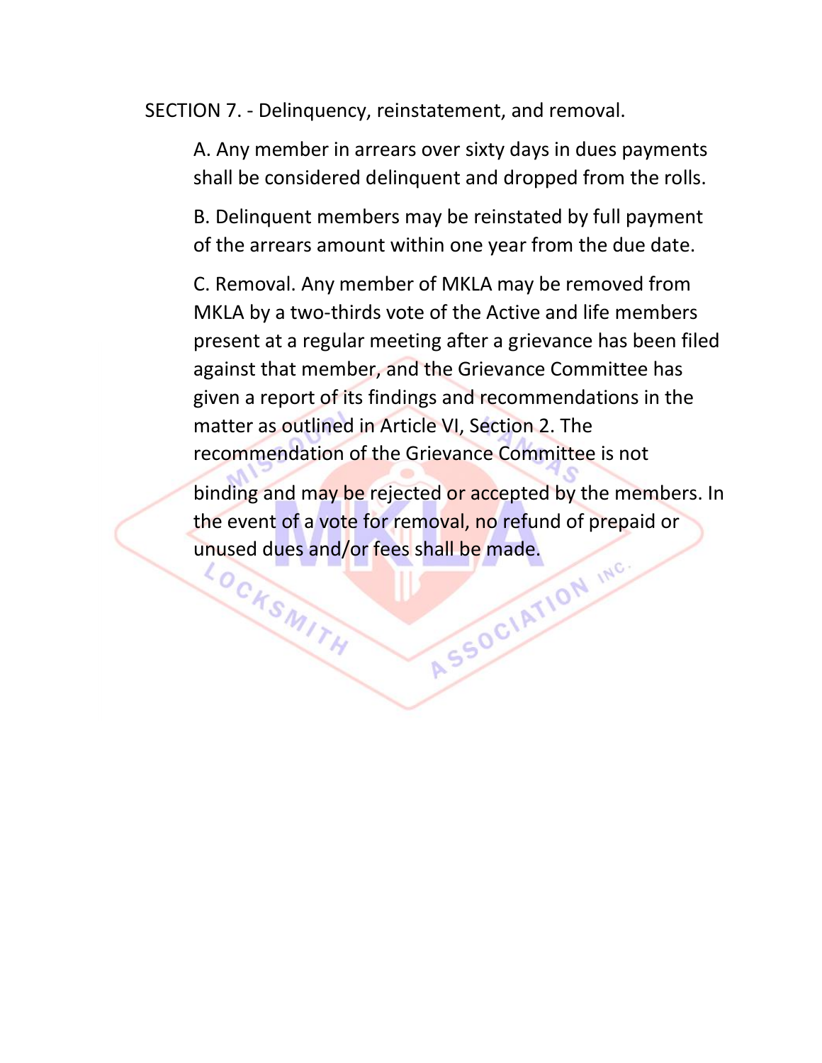SECTION 7. - Delinquency, reinstatement, and removal.

A. Any member in arrears over sixty days in dues payments shall be considered delinquent and dropped from the rolls.

B. Delinquent members may be reinstated by full payment of the arrears amount within one year from the due date.

C. Removal. Any member of MKLA may be removed from MKLA by a two-thirds vote of the Active and life members present at a regular meeting after a grievance has been filed against that member, and the Grievance Committee has given a report of its findings and recommendations in the matter as outlined in Article VI, Section 2. The recommendation of the Grievance Committee is not binding and may be rejected or accepted by the members. In the event of a vote for removal, no refund of prepaid or unused dues and/or fees shall be made.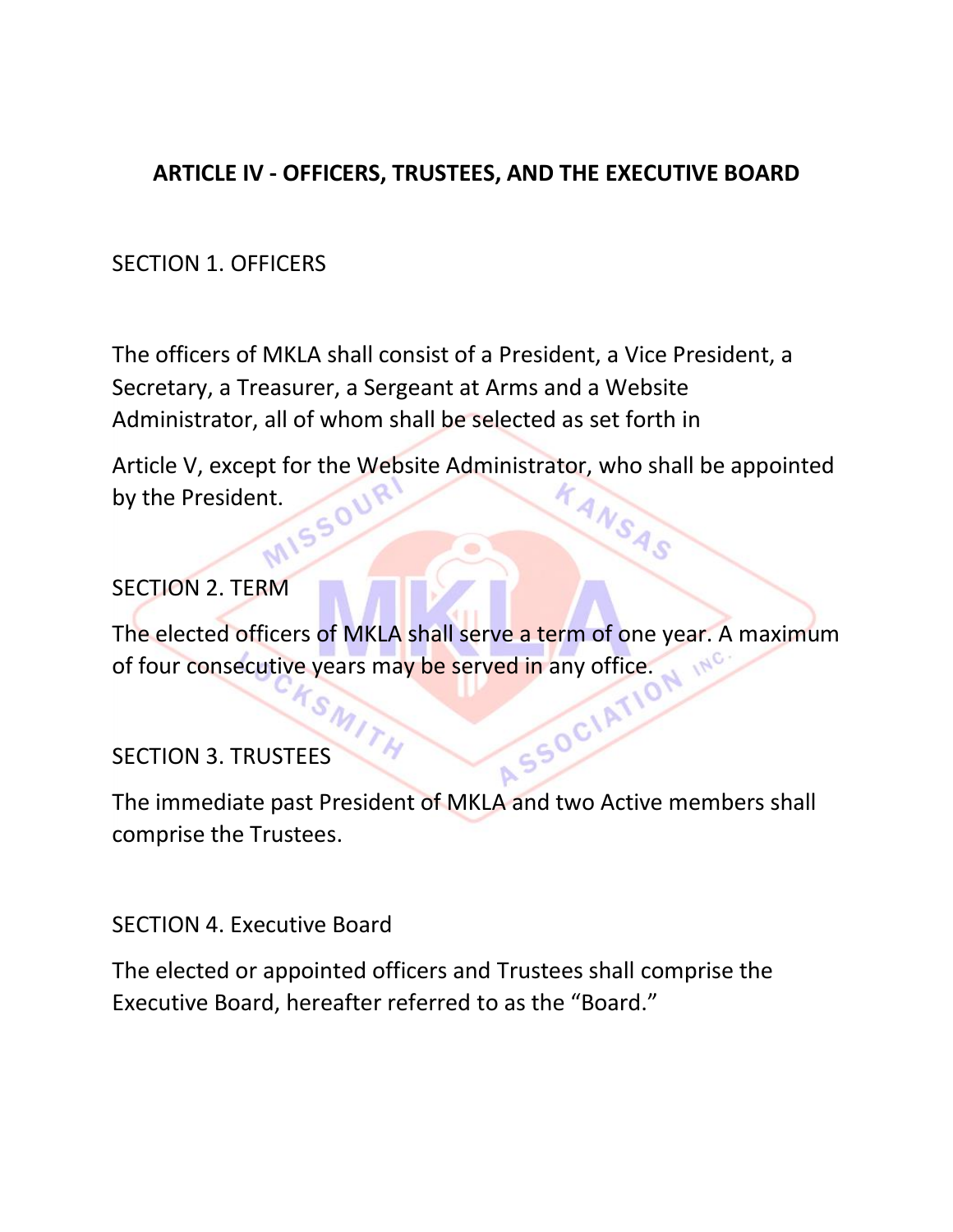## ARTICLE IV - OFFICERS, TRUSTEES, AND THE EXECUTIVE BOARD

### SECTION 1. OFFICERS

The officers of MKLA shall consist of a President, a Vice President, a Secretary, a Treasurer, a Sergeant at Arms and a Website Administrator, all of whom shall be selected as set forth in

Article V, except for the Website Administrator, who shall be appointed by the President.

### SECTION 2. TERM

The elected officers of MKLA shall serve a term of one year. A maximum of four consecutive years may be served in any office.

### SECTION 3. TRUSTEES

The immediate past President of MKLA and two Active members shall comprise the Trustees.

### SECTION 4. Executive Board

The elected or appointed officers and Trustees shall comprise the Executive Board, hereafter referred to as the "Board."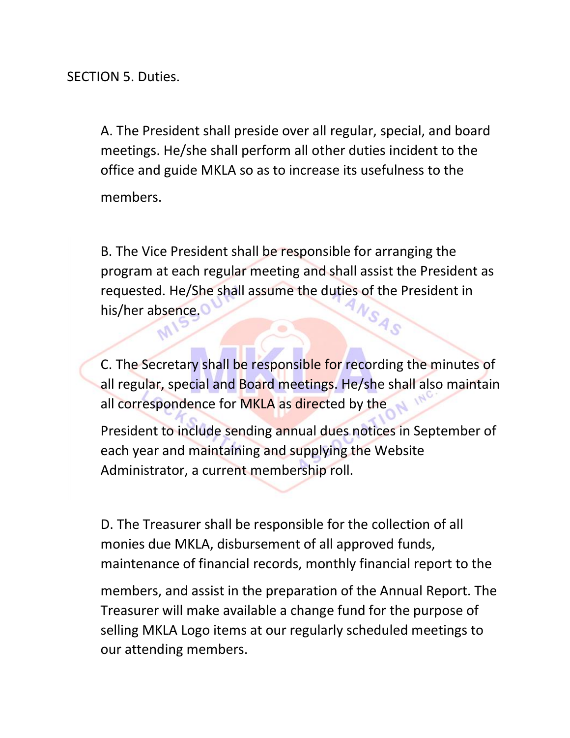SECTION 5. Duties.

A. The President shall preside over all regular, special, and board meetings. He/she shall perform all other duties incident to the office and guide MKLA so as to increase its usefulness to the members.

B. The Vice President shall be responsible for arranging the program at each regular meeting and shall assist the President as requested. He/She shall assume the duties of the President in his/her absence.

C. The Secretary shall be responsible for recording the minutes of all regular, special and Board meetings. He/she shall also maintain all correspondence for MKLA as directed by the President to include sending annual dues notices in September of each year and maintaining and supplying the Website Administrator, a current membership roll.

D. The Treasurer shall be responsible for the collection of all monies due MKLA, disbursement of all approved funds, maintenance of financial records, monthly financial report to the members, and assist in the preparation of the Annual Report. The Treasurer will make available a change fund for the purpose of selling MKLA Logo items at our regularly scheduled meetings to our attending members.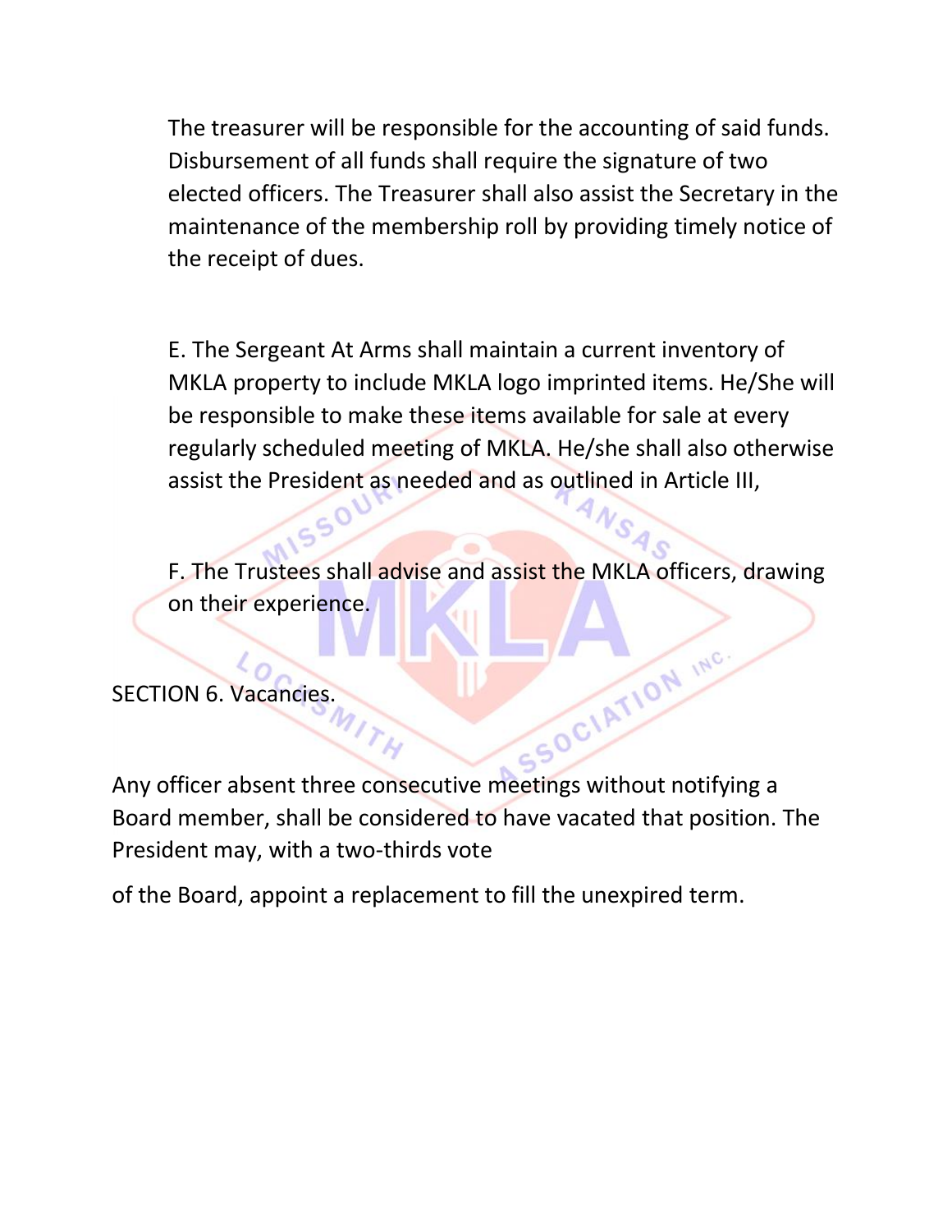The treasurer will be responsible for the accounting of said funds. Disbursement of all funds shall require the signature of two elected officers. The Treasurer shall also assist the Secretary in the maintenance of the membership roll by providing timely notice of the receipt of dues.

E. The Sergeant At Arms shall maintain a current inventory of MKLA property to include MKLA logo imprinted items. He/She will be responsible to make these items available for sale at every regularly scheduled meeting of MKLA. He/she shall also otherwise assist the President as needed and as outlined in Article III,

F. The Trustees shall advise and assist the MKLA officers, drawing on their experience.

SECTION 6. Vacancies.

Any officer absent three consecutive meetings without notifying a Board member, shall be considered to have vacated that position. The President may, with a two-thirds vote of the Board, appoint a replacement to fill the unexpired term.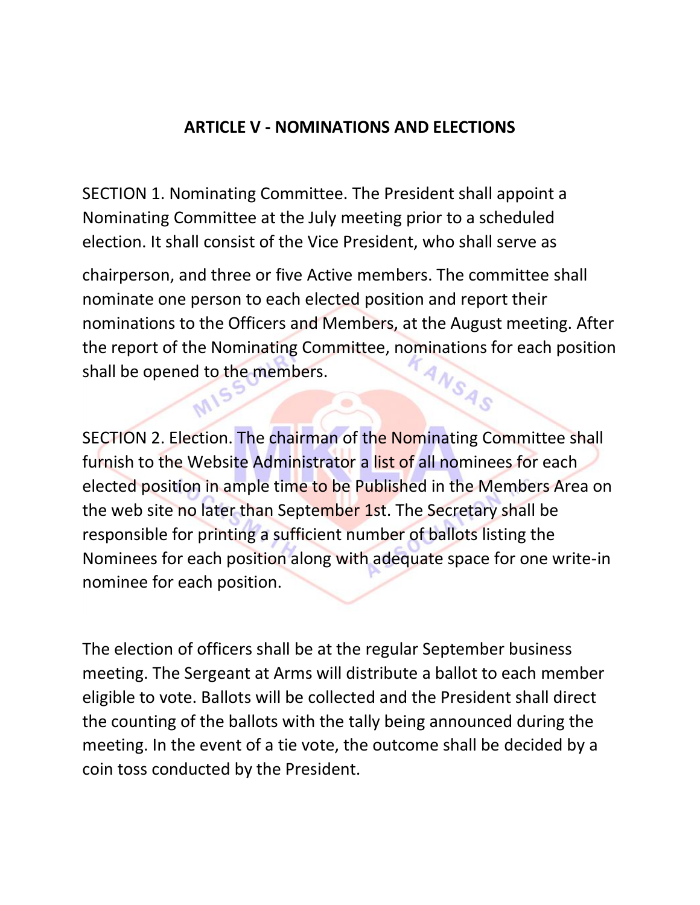## ARTICLE V - NOMINATIONS AND ELECTIONS

SECTION 1. Nominating Committee. The President shall appoint a Nominating Committee at the July meeting prior to a scheduled election. It shall consist of the Vice President, who shall serve as chairperson, and three or five Active members. The committee shall nominate one person to each elected position and report their nominations to the Officers and Members, at the August meeting. After the report of the Nominating Committee, nominations for each position shall be opened to the members.

SECTION 2. Election. The chairman of the Nominating Committee shall furnish to the Website Administrator a list of all nominees for each elected position in ample time to be Published in the Members Area on the web site no later than September 1st. The Secretary shall be responsible for printing a sufficient number of ballots listing the Nominees for each position along with adequate space for one write-in nominee for each position.

The election of officers shall be at the regular September business meeting. The Sergeant at Arms will distribute a ballot to each member eligible to vote. Ballots will be collected and the President shall direct the counting of the ballots with the tally being announced during the meeting. In the event of a tie vote, the outcome shall be decided by a coin toss conducted by the President.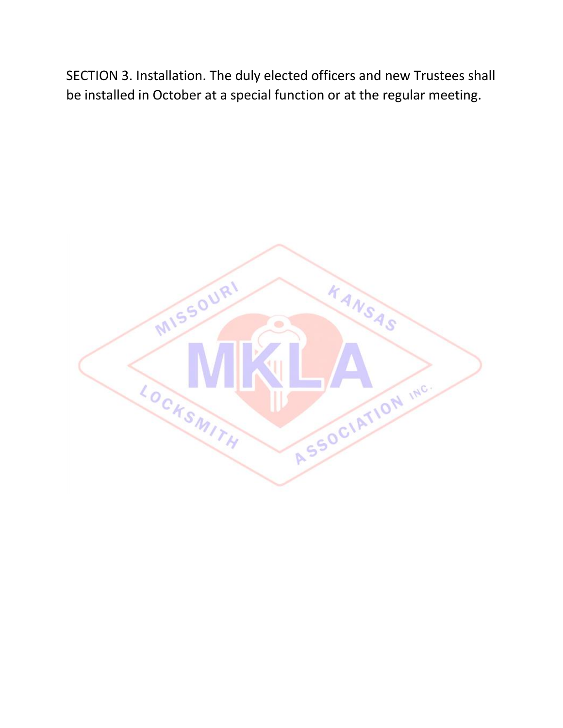SECTION 3. Installation. The duly elected officers and new Trustees shall be installed in October at a special function or at the regular meeting.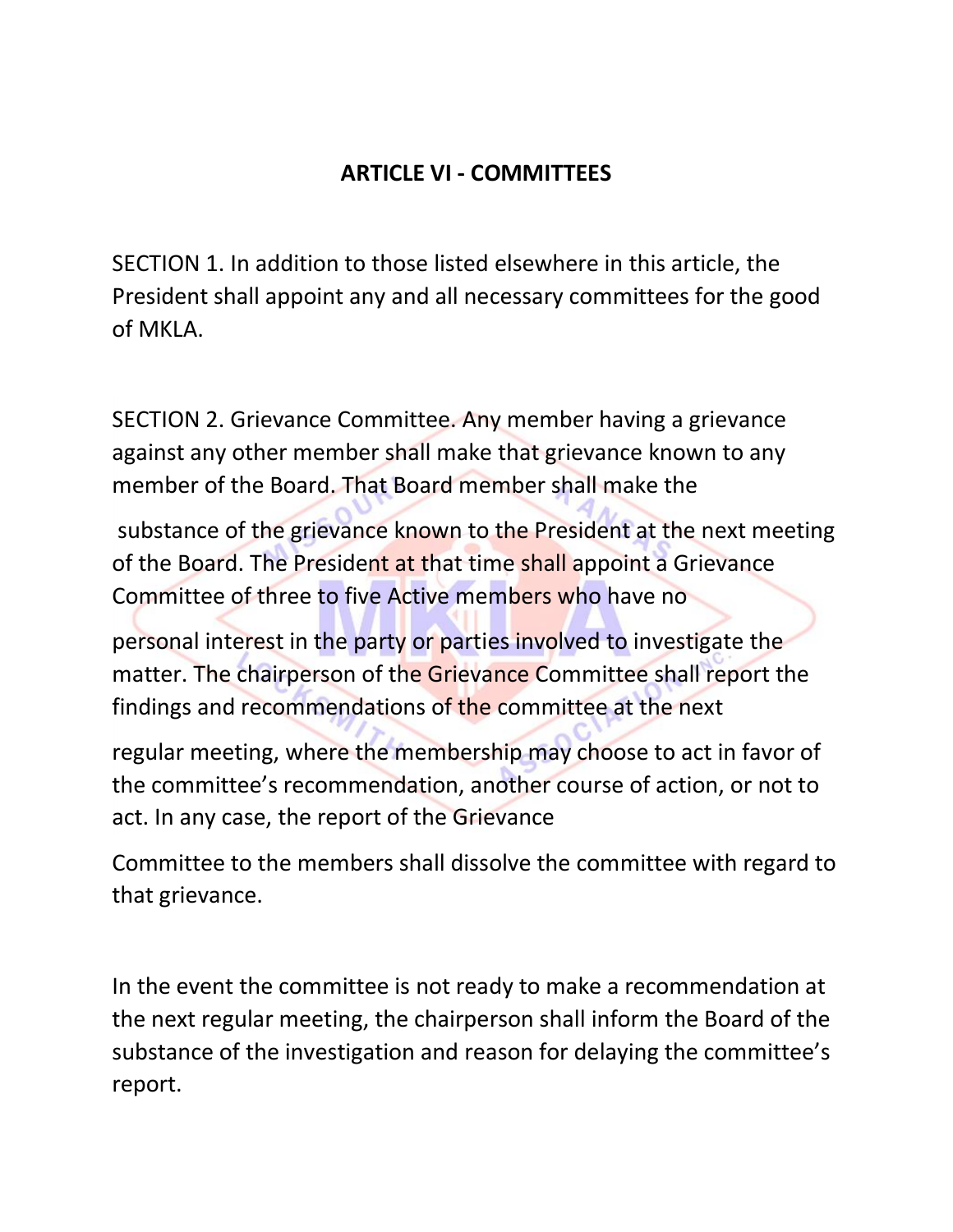## ARTICLE VI - COMMITTEES

SECTION 1. In addition to those listed elsewhere in this article, the President shall appoint any and all necessary committees for the good of MKLA.

SECTION 2. Grievance Committee. Any member having a grievance against any other member shall make that grievance known to any member of the Board. That Board member shall make the substance of the grievance known to the President at the next meeting of the Board. The President at that time shall appoint a Grievance Committee of three to five Active members who have no personal interest in the party or parties involved to investigate the matter. The chairperson of the Grievance Committee shall report the findings and recommendations of the committee at the next regular meeting, where the membership may choose to act in favor of the committee's recommendation, another course of action, or not to act. In any case, the report of the Grievance Committee to the members shall dissolve the committee with regard to that grievance.

In the event the committee is not ready to make a recommendation at the next regular meeting, the chairperson shall inform the Board of the substance of the investigation and reason for delaying the committee's report.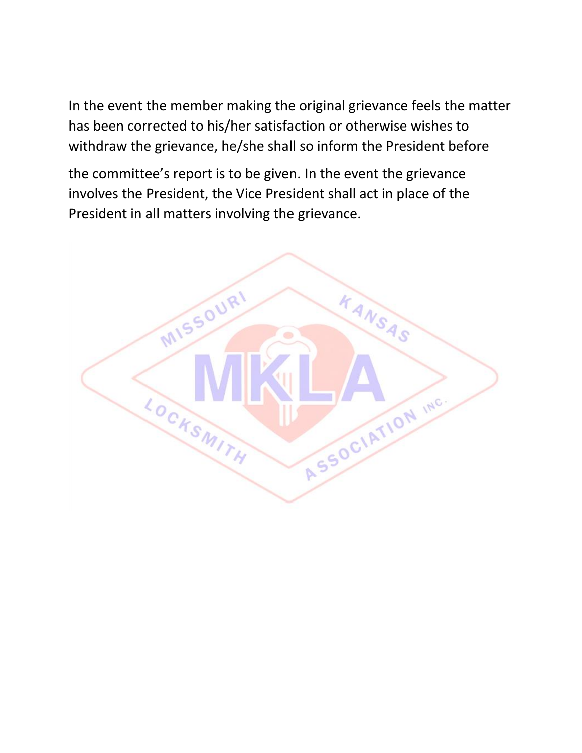In the event the member making the original grievance feels the matter has been corrected to his/her satisfaction or otherwise wishes to withdraw the grievance, he/she shall so inform the President before the committee's report is to be given. In the event the grievance involves the President, the Vice President shall act in place of the President in all matters involving the grievance.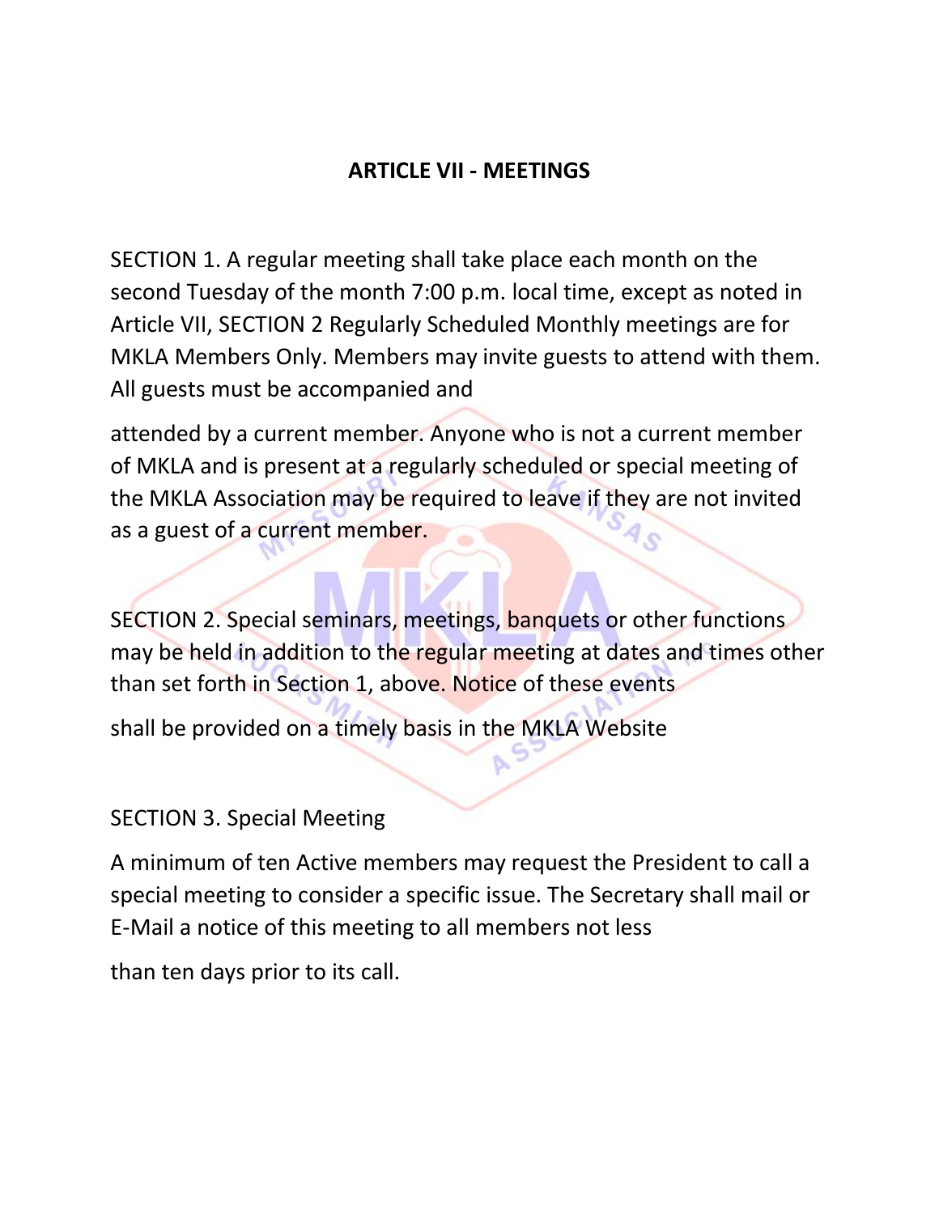## ARTICLE VII - MEETINGS

SECTION 1. A regular meeting shall take place each month on the second Tuesday of the month 7:00 p.m. local time, except as noted in Article VII, SECTION 2 Regularly Scheduled Monthly meetings are for MKLA Members Only. Members may invite guests to attend with them. All guests must be accompanied and attended by a current member. Anyone who is not a current member of MKLA and is present at a regularly scheduled or special meeting of the MKLA Association may be required to leave if they are not invited as a guest of a current member.

SECTION 2. Special seminars, meetings, banquets or other functions may be held in addition to the regular meeting at dates and times other than set forth in Section 1, above. Notice of these events shall be provided on a timely basis in the MKLA Website

SECTION 3. Special Meeting

A minimum of ten Active members may request the President to call a special meeting to consider a specific issue. The Secretary shall mail or E-Mail a notice of this meeting to all members not less than ten days prior to its call.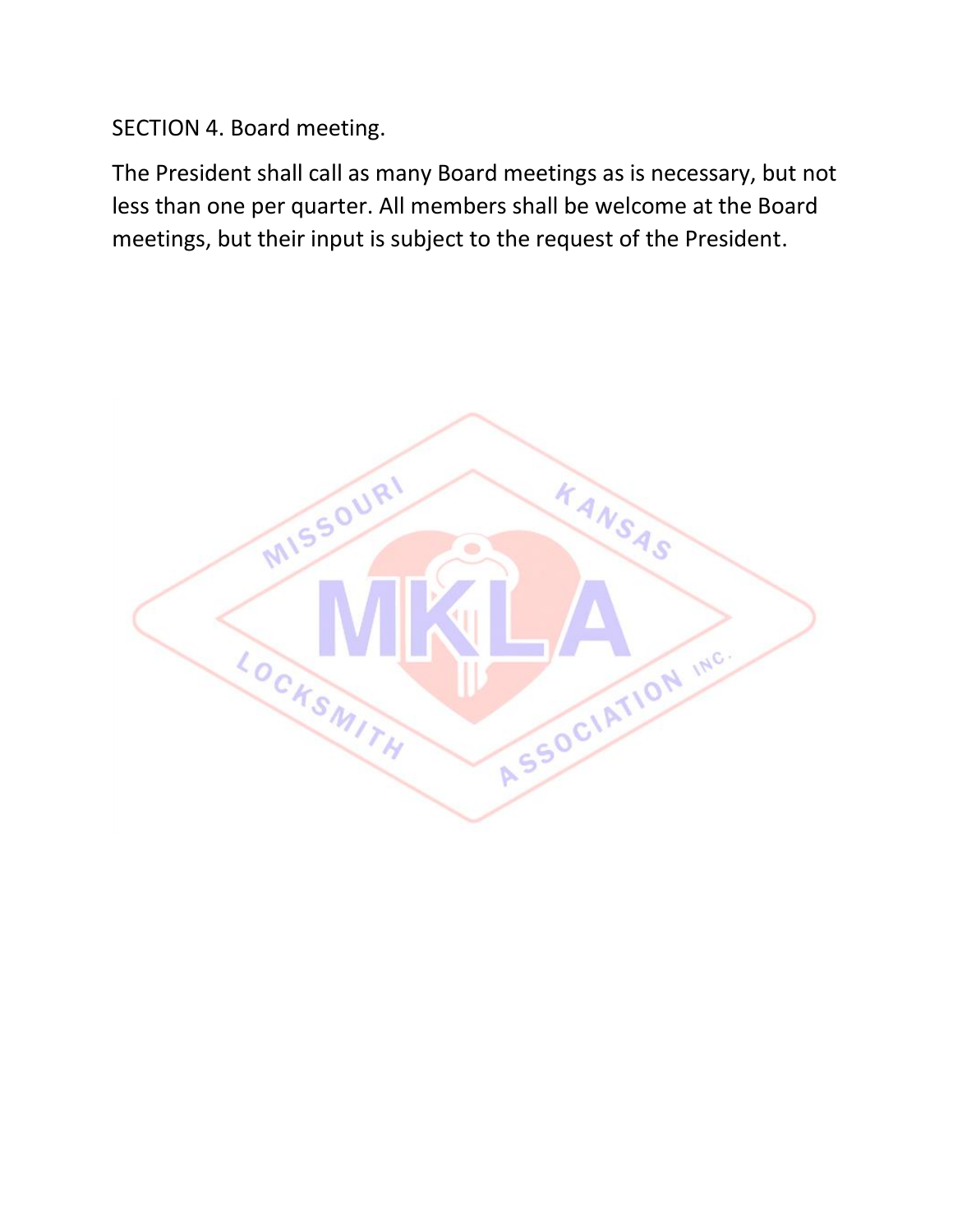SECTION 4. Board meeting.

The President shall call as many Board meetings as is necessary, but not less than one per quarter. All members shall be welcome at the Board meetings, but their input is subject to the request of the President.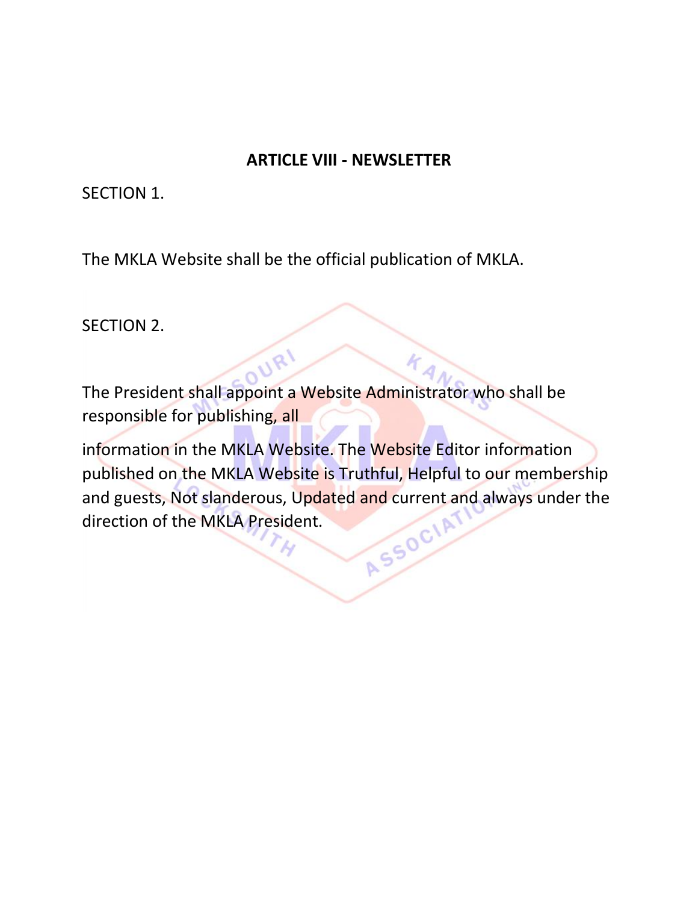## ARTICLE VIII - NEWSLETTER

SECTION 1.

The MKLA Website shall be the official publication of MKLA.

SECTION 2.

The President shall appoint a Website Administrator who shall be responsible for publishing, all

information in the MKLA Website. The Website Editor information published on the MKLA Website is Truthful, Helpful to our membership and guests, Not slanderous, Updated and current and always under the direction of the MKLA President.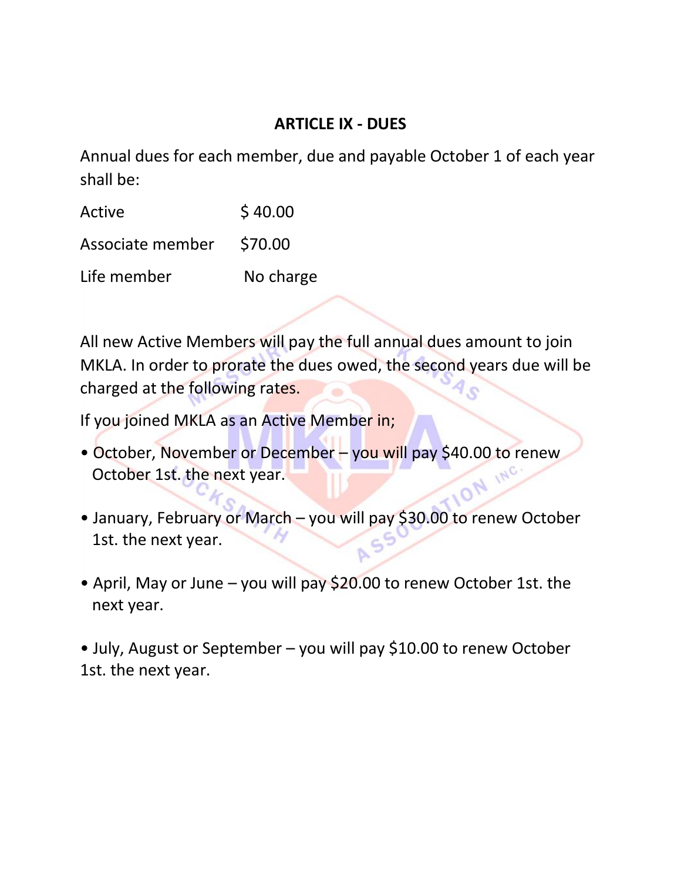## ARTICLE IX - DUES

Annual dues for each member, due and payable October 1 of each year shall be:

| | |
|---|---|
| Active | $ 40.00 |
| Associate member | $70.00 |
| Life member | No charge |

All new Active Members will pay the full annual dues amount to join MKLA. In order to prorate the dues owed, the second years due will be charged at the following rates.

If you joined MKLA as an Active Member in;

- October, November or December – you will pay $40.00 to renew October 1st. the next year.
- January, February or March – you will pay $30.00 to renew October 1st. the next year.
- April, May or June – you will pay $20.00 to renew October 1st. the next year.
- July, August or September – you will pay $10.00 to renew October 1st. the next year.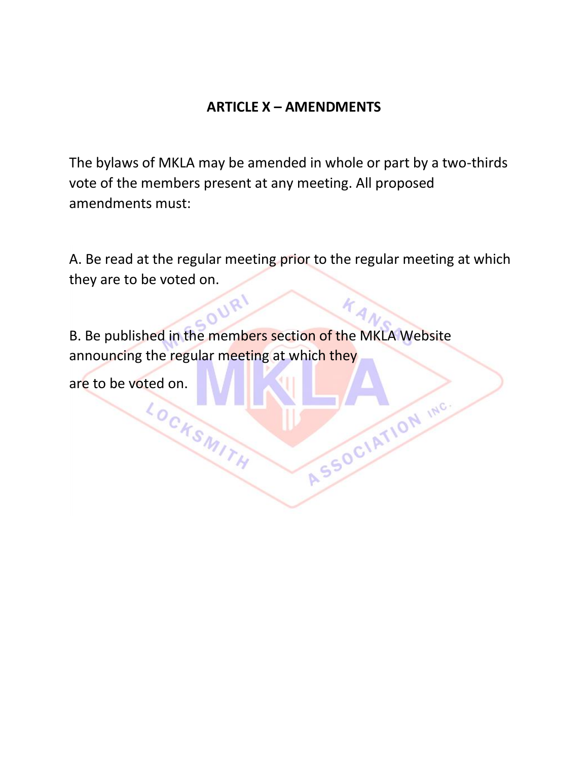## ARTICLE X – AMENDMENTS

The bylaws of MKLA may be amended in whole or part by a two-thirds vote of the members present at any meeting. All proposed amendments must:

A. Be read at the regular meeting prior to the regular meeting at which they are to be voted on.

B. Be published in the members section of the MKLA Website announcing the regular meeting at which they are to be voted on.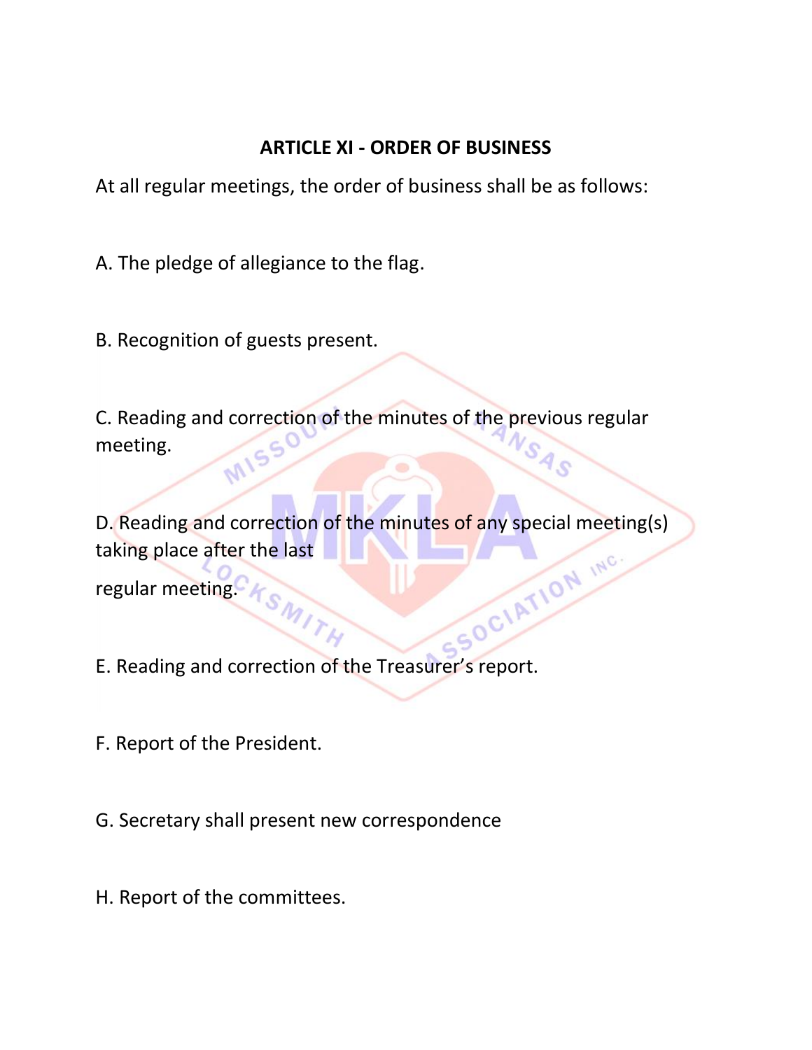## ARTICLE XI - ORDER OF BUSINESS

At all regular meetings, the order of business shall be as follows:

A. The pledge of allegiance to the flag.

B. Recognition of guests present.

C. Reading and correction of the minutes of the previous regular meeting.

D. Reading and correction of the minutes of any special meeting(s) taking place after the last regular meeting.

E. Reading and correction of the Treasurer's report.

F. Report of the President.

G. Secretary shall present new correspondence

H. Report of the committees.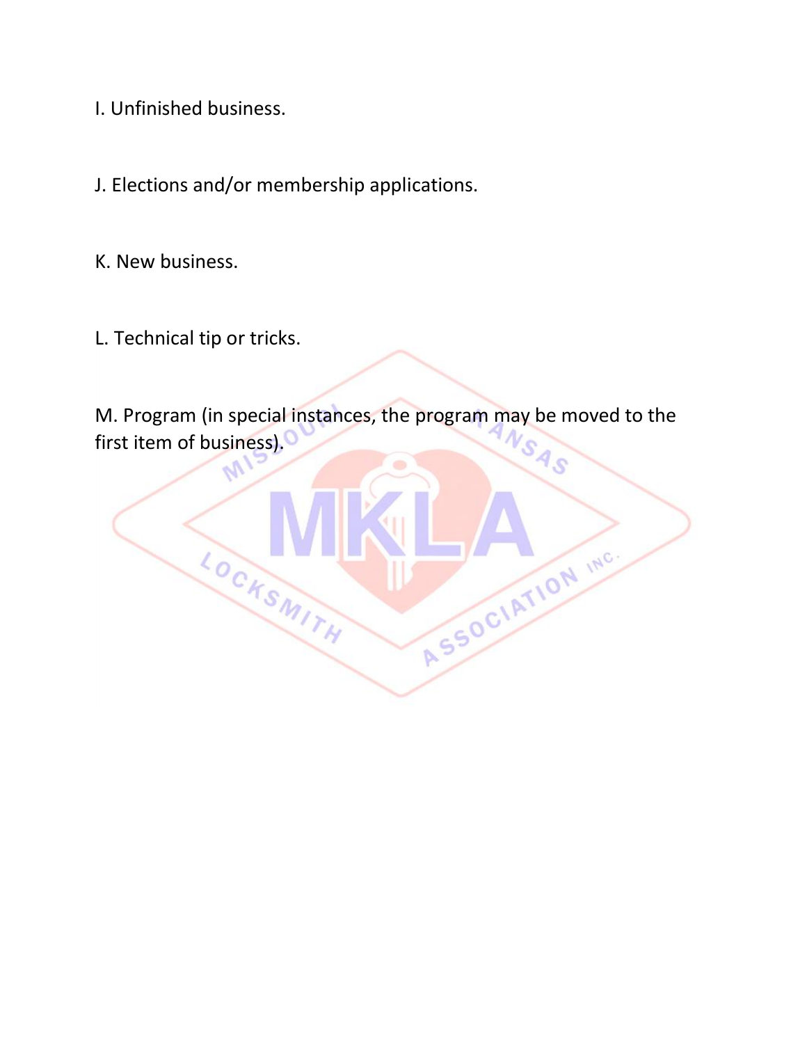I. Unfinished business.

J. Elections and/or membership applications.

K. New business.

L. Technical tip or tricks.

M. Program (in special instances, the program may be moved to the first item of business).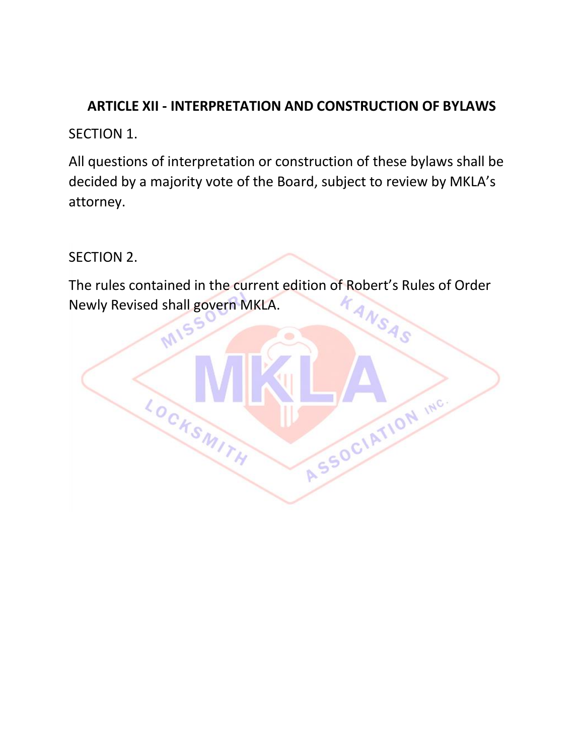## ARTICLE XII - INTERPRETATION AND CONSTRUCTION OF BYLAWS

SECTION 1.

All questions of interpretation or construction of these bylaws shall be decided by a majority vote of the Board, subject to review by MKLA's attorney.

SECTION 2.

The rules contained in the current edition of Robert's Rules of Order Newly Revised shall govern MKLA.